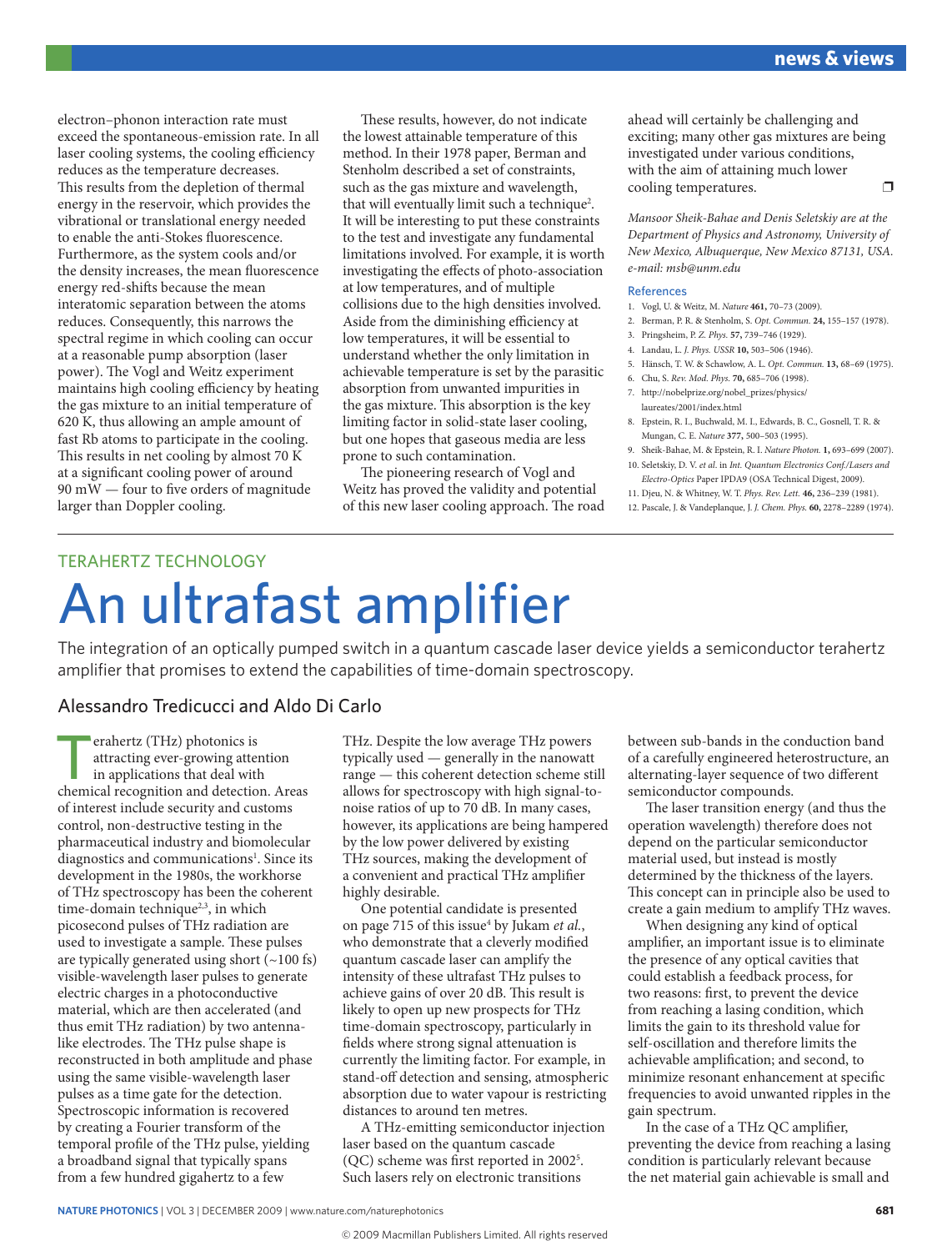electron–phonon interaction rate must exceed the spontaneous-emission rate. In all laser cooling systems, the cooling efficiency reduces as the temperature decreases. This results from the depletion of thermal energy in the reservoir, which provides the vibrational or translational energy needed to enable the anti-Stokes fluorescence. Furthermore, as the system cools and/or the density increases, the mean fluorescence energy red-shifts because the mean interatomic separation between the atoms reduces. Consequently, this narrows the spectral regime in which cooling can occur at a reasonable pump absorption (laser power). The Vogl and Weitz experiment maintains high cooling efficiency by heating the gas mixture to an initial temperature of 620 K, thus allowing an ample amount of fast Rb atoms to participate in the cooling. This results in net cooling by almost 70 K at a significant cooling power of around 90 mW — four to five orders of magnitude larger than Doppler cooling.

These results, however, do not indicate the lowest attainable temperature of this method. In their 1978 paper, Berman and Stenholm described a set of constraints, such as the gas mixture and wavelength, that will eventually limit such a technique[2]. It will be interesting to put these constraints to the test and investigate any fundamental limitations involved. For example, it is worth investigating the effects of photo-association at low temperatures, and of multiple collisions due to the high densities involved. Aside from the diminishing efficiency at low temperatures, it will be essential to understand whether the only limitation in achievable temperature is set by the parasitic absorption from unwanted impurities in the gas mixture. This absorption is the key limiting factor in solid-state laser cooling, but one hopes that gaseous media are less prone to such contamination.

The pioneering research of Vogl and Weitz has proved the validity and potential of this new laser cooling approach. The road ahead will certainly be challenging and exciting; many other gas mixtures are being investigated under various conditions, with the aim of attaining much lower cooling temperatures. ❐

*Mansoor Sheik-Bahae and Denis Seletskiy are at the Department of Physics and Astronomy, University of New Mexico, Albuquerque, New Mexico 87131, USA. e-mail: msb@unm.edu*

### References

1. Vogl, U. & Weitz, M. *Nature* **461,** 70–73 (2009).
2. Berman, P. R. & Stenholm, S. *Opt. Commun.* **24,** 155–157 (1978).
3. Pringsheim, P. *Z. Phys.* **57,** 739–746 (1929).
4. Landau, L. *J. Phys. USSR* **10,** 503–506 (1946).
5. Hänsch, T. W. & Schawlow, A. L. *Opt. Commun.* **13,** 68–69 (1975).
6. Chu, S. *Rev. Mod. Phys.* **70,** 685–706 (1998).
7. http://nobelprize.org/nobel_prizes/physics/laureates/2001/index.html
8. Epstein, R. I., Buchwald, M. I., Edwards, B. C., Gosnell, T. R. & Mungan, C. E. *Nature* **377,** 500–503 (1995).
9. Sheik-Bahae, M. & Epstein, R. I. *Nature Photon.* **1,** 693–699 (2007).
10. Seletskiy, D. V. *et al.* in *Int. Quantum Electronics Conf./Lasers and Electro-Optics* Paper IPDA9 (OSA Technical Digest, 2009).
11. Djeu, N. & Whitney, W. T. *Phys. Rev. Lett.* **46,** 236–239 (1981).
12. Pascale, J. & Vandeplanque, J. *J. Chem. Phys.* **60,** 2278–2289 (1974).

---

TERAHERTZ TECHNOLOGY

# An ultrafast amplifier

The integration of an optically pumped switch in a quantum cascade laser device yields a semiconductor terahertz amplifier that promises to extend the capabilities of time-domain spectroscopy.

## Alessandro Tredicucci and Aldo Di Carlo

Terahertz (THz) photonics is attracting ever-growing attention in applications that deal with chemical recognition and detection. Areas of interest include security and customs control, non-destructive testing in the pharmaceutical industry and biomolecular diagnostics and communications[1]. Since its development in the 1980s, the workhorse of THz spectroscopy has been the coherent time-domain technique[2,3], in which picosecond pulses of THz radiation are used to investigate a sample. These pulses are typically generated using short (~100 fs) visible-wavelength laser pulses to generate electric charges in a photoconductive material, which are then accelerated (and thus emit THz radiation) by two antenna-like electrodes. The THz pulse shape is reconstructed in both amplitude and phase using the same visible-wavelength laser pulses as a time gate for the detection. Spectroscopic information is recovered by creating a Fourier transform of the temporal profile of the THz pulse, yielding a broadband signal that typically spans from a few hundred gigahertz to a few THz. Despite the low average THz powers typically used — generally in the nanowatt range — this coherent detection scheme still allows for spectroscopy with high signal-to-noise ratios of up to 70 dB. In many cases, however, its applications are being hampered by the low power delivered by existing THz sources, making the development of a convenient and practical THz amplifier highly desirable.

One potential candidate is presented on page 715 of this issue[4] by Jukam *et al.*, who demonstrate that a cleverly modified quantum cascade laser can amplify the intensity of these ultrafast THz pulses to achieve gains of over 20 dB. This result is likely to open up new prospects for THz time-domain spectroscopy, particularly in fields where strong signal attenuation is currently the limiting factor. For example, in stand-off detection and sensing, atmospheric absorption due to water vapour is restricting distances to around ten metres.

A THz-emitting semiconductor injection laser based on the quantum cascade (QC) scheme was first reported in 2002[5]. Such lasers rely on electronic transitions between sub-bands in the conduction band of a carefully engineered heterostructure, an alternating-layer sequence of two different semiconductor compounds.

The laser transition energy (and thus the operation wavelength) therefore does not depend on the particular semiconductor material used, but instead is mostly determined by the thickness of the layers. This concept can in principle also be used to create a gain medium to amplify THz waves.

When designing any kind of optical amplifier, an important issue is to eliminate the presence of any optical cavities that could establish a feedback process, for two reasons: first, to prevent the device from reaching a lasing condition, which limits the gain to its threshold value for self-oscillation and therefore limits the achievable amplification; and second, to minimize resonant enhancement at specific frequencies to avoid unwanted ripples in the gain spectrum.

In the case of a THz QC amplifier, preventing the device from reaching a lasing condition is particularly relevant because the net material gain achievable is small and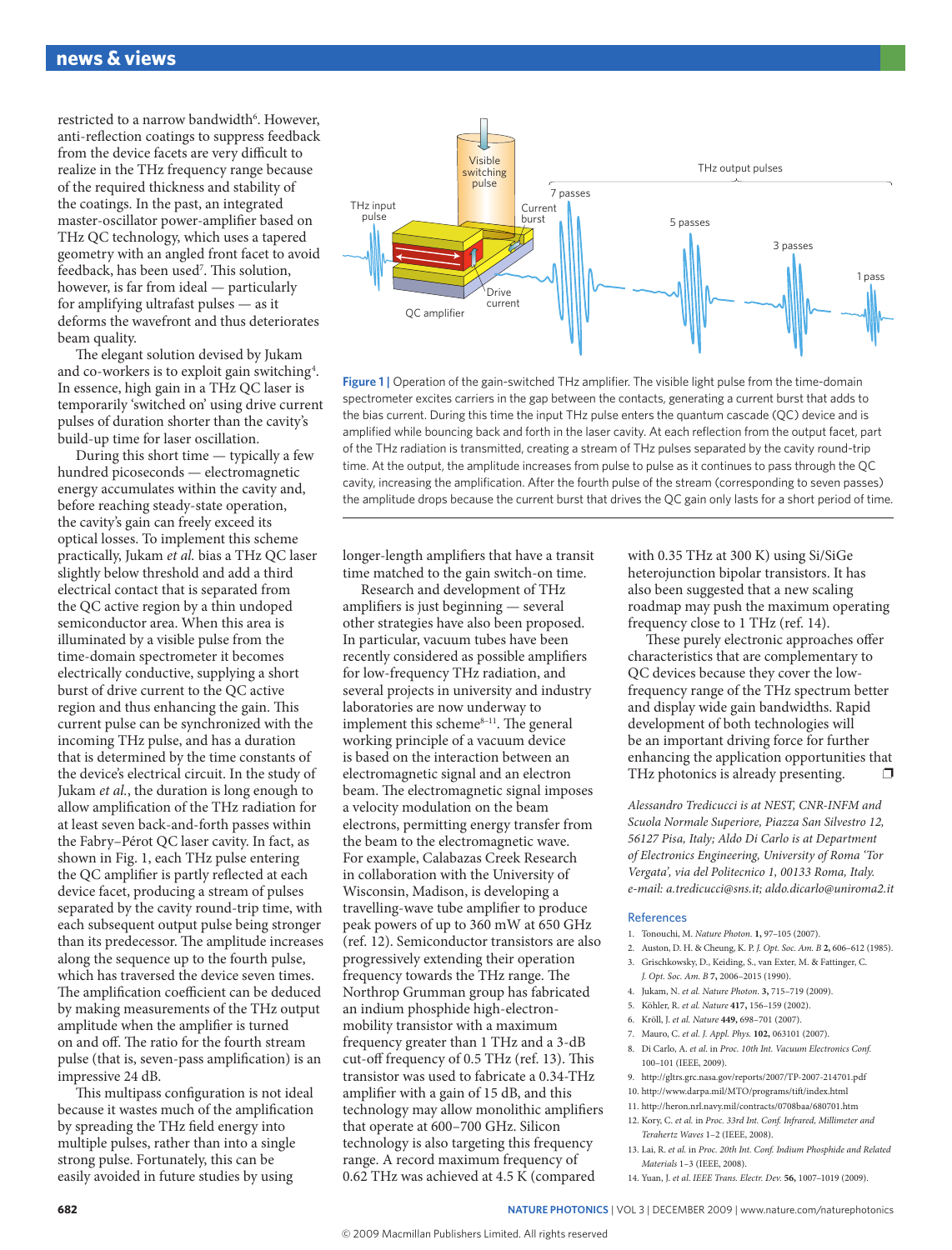restricted to a narrow bandwidth[6]. However, anti-reflection coatings to suppress feedback from the device facets are very difficult to realize in the THz frequency range because of the required thickness and stability of the coatings. In the past, an integrated master-oscillator power-amplifier based on THz QC technology, which uses a tapered geometry with an angled front facet to avoid feedback, has been used[7]. This solution, however, is far from ideal — particularly for amplifying ultrafast pulses — as it deforms the wavefront and thus deteriorates beam quality.

The elegant solution devised by Jukam and co-workers is to exploit gain switching[4]. In essence, high gain in a THz QC laser is temporarily 'switched on' using drive current pulses of duration shorter than the cavity's build-up time for laser oscillation.

During this short time — typically a few hundred picoseconds — electromagnetic energy accumulates within the cavity and, before reaching steady-state operation, the cavity's gain can freely exceed its optical losses. To implement this scheme practically, Jukam *et al.* bias a THz QC laser slightly below threshold and add a third electrical contact that is separated from the QC active region by a thin undoped semiconductor area. When this area is illuminated by a visible pulse from the time-domain spectrometer it becomes electrically conductive, supplying a short burst of drive current to the QC active region and thus enhancing the gain. This current pulse can be synchronized with the incoming THz pulse, and has a duration that is determined by the time constants of the device's electrical circuit. In the study of Jukam *et al.*, the duration is long enough to allow amplification of the THz radiation for at least seven back-and-forth passes within the Fabry–Pérot QC laser cavity. In fact, as shown in Fig. 1, each THz pulse entering the QC amplifier is partly reflected at each device facet, producing a stream of pulses separated by the cavity round-trip time, with each subsequent output pulse being stronger than its predecessor. The amplitude increases along the stream up to the fourth pulse, which has traversed the device seven times. The amplification coefficient can be deduced by making measurements of the THz output amplitude when the amplifier is turned on and off. The ratio for the fourth stream pulse (that is, seven-pass amplification) is an impressive 24 dB.

This multipass configuration is not ideal because it wastes much of the amplification by spreading the THz field energy into multiple pulses, rather than into a single strong pulse. Fortunately, this can be easily avoided in future studies by using longer-length amplifiers that have a transit time matched to the gain switch-on time.

Visible switching pulse
THz input pulse
Current burst
Drive current
QC amplifier
THz output pulses
7 passes
5 passes
3 passes
1 pass

**Figure 1 |** Operation of the gain-switched THz amplifier. The visible light pulse from the time-domain spectrometer excites carriers in the gap between the contacts, generating a current burst that adds to the bias current. During this time the input THz pulse enters the quantum cascade (QC) device and is amplified while bouncing back and forth in the laser cavity. At each reflection from the output facet, part of the THz radiation is transmitted, creating a stream of THz pulses separated by the cavity round-trip time. At the output, the amplitude increases from pulse to pulse as it continues to pass through the QC cavity, increasing the amplification. After the fourth pulse of the stream (corresponding to seven passes) the amplitude drops because the current burst that drives the QC gain only lasts for a short period of time.

Research and development of THz amplifiers is just beginning — several other strategies have also been proposed. In particular, vacuum tubes have been recently considered as possible amplifiers for low-frequency THz radiation, and several projects in university and industry laboratories are now underway to implement this scheme[8–11]. The general working principle of a vacuum device is based on the interaction between an electromagnetic signal and an electron beam. The electromagnetic signal imposes a velocity modulation on the beam electrons, permitting energy transfer from the beam to the electromagnetic wave. For example, Calabazas Creek Research in collaboration with the University of Wisconsin, Madison, is developing a travelling-wave tube amplifier to produce peak powers of up to 360 mW at 650 GHz (ref. 12). Semiconductor transistors are also progressively extending their operation frequency towards the THz range. The Northrop Grumman group has fabricated an indium phosphide high-electron-mobility transistor with a maximum frequency greater than 1 THz and a 3-dB cut-off frequency of 0.5 THz (ref. 13). This transistor was used to fabricate a 0.34-THz amplifier with a gain of 15 dB, and this technology may allow monolithic amplifiers that operate at 600–700 GHz. Silicon technology is also targeting this frequency range. A record maximum frequency of 0.62 THz was achieved at 4.5 K (compared with 0.35 THz at 300 K) using Si/SiGe heterojunction bipolar transistors. It has also been suggested that a new scaling roadmap may push the maximum operating frequency close to 1 THz (ref. 14).

These purely electronic approaches offer characteristics that are complementary to QC devices because they cover the low-frequency range of the THz spectrum better and display wide gain bandwidths. Rapid development of both technologies will be an important driving force for further enhancing the application opportunities that THz photonics is already presenting. ❐

*Alessandro Tredicucci is at NEST, CNR-INFM and Scuola Normale Superiore, Piazza San Silvestro 12, 56127 Pisa, Italy; Aldo Di Carlo is at Department of Electronics Engineering, University of Roma 'Tor Vergata', via del Politecnico 1, 00133 Roma, Italy. e-mail: a.tredicucci@sns.it; aldo.dicarlo@uniroma2.it*

## References

1. Tonouchi, M. *Nature Photon.* **1,** 97–105 (2007).
2. Auston, D. H. & Cheung, K. P. *J. Opt. Soc. Am. B* **2,** 606–612 (1985).
3. Grischkowsky, D., Keiding, S., van Exter, M. & Fattinger, C. *J. Opt. Soc. Am. B* **7,** 2006–2015 (1990).
4. Jukam, N. *et al. Nature Photon.* **3,** 715–719 (2009).
5. Köhler, R. *et al. Nature* **417,** 156–159 (2002).
6. Kröll, J. *et al. Nature* **449,** 698–701 (2007).
7. Mauro, C. *et al. J. Appl. Phys.* **102,** 063101 (2007).
8. Di Carlo, A. *et al.* in *Proc. 10th Int. Vacuum Electronics Conf.* 100–101 (IEEE, 2009).
9. http://gltrs.grc.nasa.gov/reports/2007/TP-2007-214701.pdf
10. http://www.darpa.mil/MTO/programs/tift/index.html
11. http://heron.nrl.navy.mil/contracts/0708baa/680701.htm
12. Kory, C. *et al.* in *Proc. 33rd Int. Conf. Infrared, Millimeter and Terahertz Waves* 1–2 (IEEE, 2008).
13. Lai, R. *et al.* in *Proc. 20th Int. Conf. Indium Phosphide and Related Materials* 1–3 (IEEE, 2008).
14. Yuan, J. *et al. IEEE Trans. Electr. Dev.* **56,** 1007–1019 (2009).